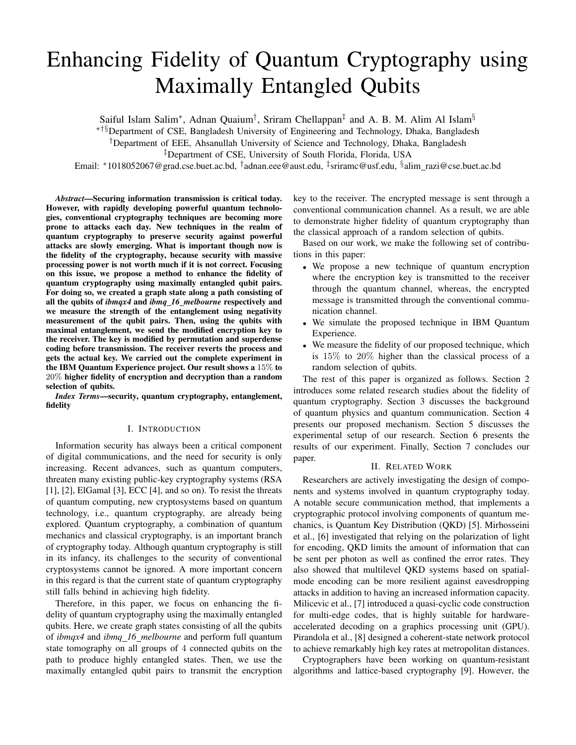# Enhancing Fidelity of Quantum Cryptography using Maximally Entangled Qubits

Saiful Islam Salim*, Adnan Quaium†, Sriram Chellappan‡ and A. B. M. Alim Al Islam§

*†§Department of CSE, Bangladesh University of Engineering and Technology, Dhaka, Bangladesh

†Department of EEE, Ahsanullah University of Science and Technology, Dhaka, Bangladesh

‡Department of CSE, University of South Florida, Florida, USA

Email: *1018052067@grad.cse.buet.ac.bd, †adnan.eee@aust.edu, ‡sriramc@usf.edu, §alim_razi@cse.buet.ac.bd

***Abstract*—Securing information transmission is critical today. However, with rapidly developing powerful quantum technologies, conventional cryptography techniques are becoming more prone to attacks each day. New techniques in the realm of quantum cryptography to preserve security against powerful attacks are slowly emerging. What is important though now is the fidelity of the cryptography, because security with massive processing power is not worth much if it is not correct. Focusing on this issue, we propose a method to enhance the fidelity of quantum cryptography using maximally entangled qubit pairs. For doing so, we created a graph state along a path consisting of all the qubits of *ibmqx4* and *ibmq_16_melbourne* respectively and we measure the strength of the entanglement using negativity measurement of the qubit pairs. Then, using the qubits with maximal entanglement, we send the modified encryption key to the receiver. The key is modified by permutation and superdense coding before transmission. The receiver reverts the process and gets the actual key. We carried out the complete experiment in the IBM Quantum Experience project. Our result shows a $15\%$ to $20\%$ higher fidelity of encryption and decryption than a random selection of qubits.**

***Index Terms*—security, quantum cryptography, entanglement, fidelity**

## I. Introduction

Information security has always been a critical component of digital communications, and the need for security is only increasing. Recent advances, such as quantum computers, threaten many existing public-key cryptography systems (RSA [1], [2], ElGamal [3], ECC [4], and so on). To resist the threats of quantum computing, new cryptosystems based on quantum technology, i.e., quantum cryptography, are already being explored. Quantum cryptography, a combination of quantum mechanics and classical cryptography, is an important branch of cryptography today. Although quantum cryptography is still in its infancy, its challenges to the security of conventional cryptosystems cannot be ignored. A more important concern in this regard is that the current state of quantum cryptography still falls behind in achieving high fidelity.

Therefore, in this paper, we focus on enhancing the fidelity of quantum cryptography using the maximally entangled qubits. Here, we create graph states consisting of all the qubits of *ibmqx4* and *ibmq_16_melbourne* and perform full quantum state tomography on all groups of 4 connected qubits on the path to produce highly entangled states. Then, we use the maximally entangled qubit pairs to transmit the encryption key to the receiver. The encrypted message is sent through a conventional communication channel. As a result, we are able to demonstrate higher fidelity of quantum cryptography than the classical approach of a random selection of qubits.

Based on our work, we make the following set of contributions in this paper:

- We propose a new technique of quantum encryption where the encryption key is transmitted to the receiver through the quantum channel, whereas, the encrypted message is transmitted through the conventional communication channel.
- We simulate the proposed technique in IBM Quantum Experience.
- We measure the fidelity of our proposed technique, which is $15\%$ to $20\%$ higher than the classical process of a random selection of qubits.

The rest of this paper is organized as follows. Section 2 introduces some related research studies about the fidelity of quantum cryptography. Section 3 discusses the background of quantum physics and quantum communication. Section 4 presents our proposed mechanism. Section 5 discusses the experimental setup of our research. Section 6 presents the results of our experiment. Finally, Section 7 concludes our paper.

## II. Related Work

Researchers are actively investigating the design of components and systems involved in quantum cryptography today. A notable secure communication method, that implements a cryptographic protocol involving components of quantum mechanics, is Quantum Key Distribution (QKD) [5]. Mirhosseini et al., [6] investigated that relying on the polarization of light for encoding, QKD limits the amount of information that can be sent per photon as well as confined the error rates. They also showed that multilevel QKD systems based on spatial-mode encoding can be more resilient against eavesdropping attacks in addition to having an increased information capacity. Milicevic et al., [7] introduced a quasi-cyclic code construction for multi-edge codes, that is highly suitable for hardware-accelerated decoding on a graphics processing unit (GPU). Pirandola et al., [8] designed a coherent-state network protocol to achieve remarkably high key rates at metropolitan distances.

Cryptographers have been working on quantum-resistant algorithms and lattice-based cryptography [9]. However, the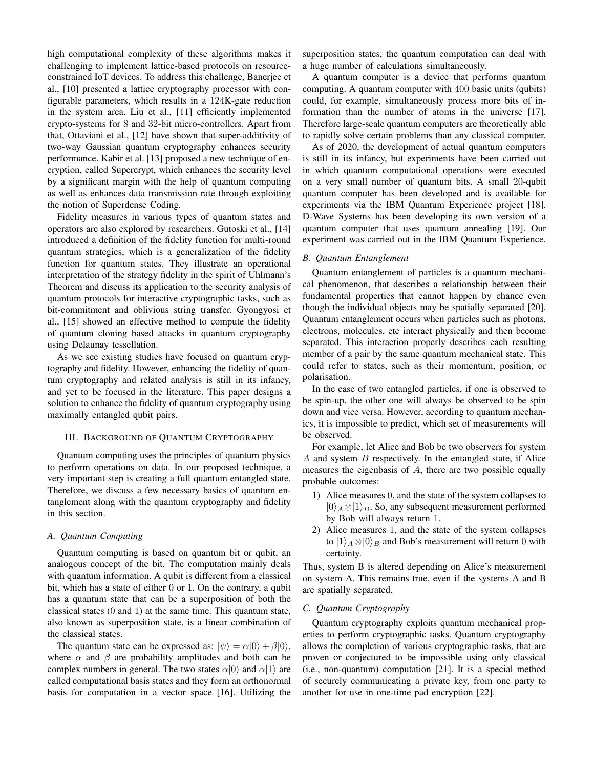high computational complexity of these algorithms makes it challenging to implement lattice-based protocols on resource-constrained IoT devices. To address this challenge, Banerjee et al., [10] presented a lattice cryptography processor with configurable parameters, which results in a 124K-gate reduction in the system area. Liu et al., [11] efficiently implemented crypto-systems for 8 and 32-bit micro-controllers. Apart from that, Ottaviani et al., [12] have shown that super-additivity of two-way Gaussian quantum cryptography enhances security performance. Kabir et al. [13] proposed a new technique of encryption, called Supercrypt, which enhances the security level by a significant margin with the help of quantum computing as well as enhances data transmission rate through exploiting the notion of Superdense Coding.

Fidelity measures in various types of quantum states and operators are also explored by researchers. Gutoski et al., [14] introduced a definition of the fidelity function for multi-round quantum strategies, which is a generalization of the fidelity function for quantum states. They illustrate an operational interpretation of the strategy fidelity in the spirit of Uhlmann's Theorem and discuss its application to the security analysis of quantum protocols for interactive cryptographic tasks, such as bit-commitment and oblivious string transfer. Gyongyosi et al., [15] showed an effective method to compute the fidelity of quantum cloning based attacks in quantum cryptography using Delaunay tessellation.

As we see existing studies have focused on quantum cryptography and fidelity. However, enhancing the fidelity of quantum cryptography and related analysis is still in its infancy, and yet to be focused in the literature. This paper designs a solution to enhance the fidelity of quantum cryptography using maximally entangled qubit pairs.

## III. Background of Quantum Cryptography

Quantum computing uses the principles of quantum physics to perform operations on data. In our proposed technique, a very important step is creating a full quantum entangled state. Therefore, we discuss a few necessary basics of quantum entanglement along with the quantum cryptography and fidelity in this section.

### A. Quantum Computing

Quantum computing is based on quantum bit or qubit, an analogous concept of the bit. The computation mainly deals with quantum information. A qubit is different from a classical bit, which has a state of either 0 or 1. On the contrary, a qubit has a quantum state that can be a superposition of both the classical states (0 and 1) at the same time. This quantum state, also known as superposition state, is a linear combination of the classical states.

The quantum state can be expressed as: $|\psi\rangle = \alpha|0\rangle + \beta|0\rangle$, where $\alpha$ and $\beta$ are probability amplitudes and both can be complex numbers in general. The two states $\alpha|0\rangle$ and $\alpha|1\rangle$ are called computational basis states and they form an orthonormal basis for computation in a vector space [16]. Utilizing the superposition states, the quantum computation can deal with a huge number of calculations simultaneously.

A quantum computer is a device that performs quantum computing. A quantum computer with 400 basic units (qubits) could, for example, simultaneously process more bits of information than the number of atoms in the universe [17]. Therefore large-scale quantum computers are theoretically able to rapidly solve certain problems than any classical computer.

As of 2020, the development of actual quantum computers is still in its infancy, but experiments have been carried out in which quantum computational operations were executed on a very small number of quantum bits. A small 20-qubit quantum computer has been developed and is available for experiments via the IBM Quantum Experience project [18]. D-Wave Systems has been developing its own version of a quantum computer that uses quantum annealing [19]. Our experiment was carried out in the IBM Quantum Experience.

### B. Quantum Entanglement

Quantum entanglement of particles is a quantum mechanical phenomenon, that describes a relationship between their fundamental properties that cannot happen by chance even though the individual objects may be spatially separated [20]. Quantum entanglement occurs when particles such as photons, electrons, molecules, etc interact physically and then become separated. This interaction properly describes each resulting member of a pair by the same quantum mechanical state. This could refer to states, such as their momentum, position, or polarisation.

In the case of two entangled particles, if one is observed to be spin-up, the other one will always be observed to be spin down and vice versa. However, according to quantum mechanics, it is impossible to predict, which set of measurements will be observed.

For example, let Alice and Bob be two observers for system $A$ and system $B$ respectively. In the entangled state, if Alice measures the eigenbasis of $A$, there are two possible equally probable outcomes:

1) Alice measures 0, and the state of the system collapses to $|0\rangle_A \otimes |1\rangle_B$. So, any subsequent measurement performed by Bob will always return 1.
2) Alice measures 1, and the state of the system collapses to $|1\rangle_A \otimes |0\rangle_B$ and Bob's measurement will return 0 with certainty.

Thus, system B is altered depending on Alice's measurement on system A. This remains true, even if the systems A and B are spatially separated.

### C. Quantum Cryptography

Quantum cryptography exploits quantum mechanical properties to perform cryptographic tasks. Quantum cryptography allows the completion of various cryptographic tasks, that are proven or conjectured to be impossible using only classical (i.e., non-quantum) computation [21]. It is a special method of securely communicating a private key, from one party to another for use in one-time pad encryption [22].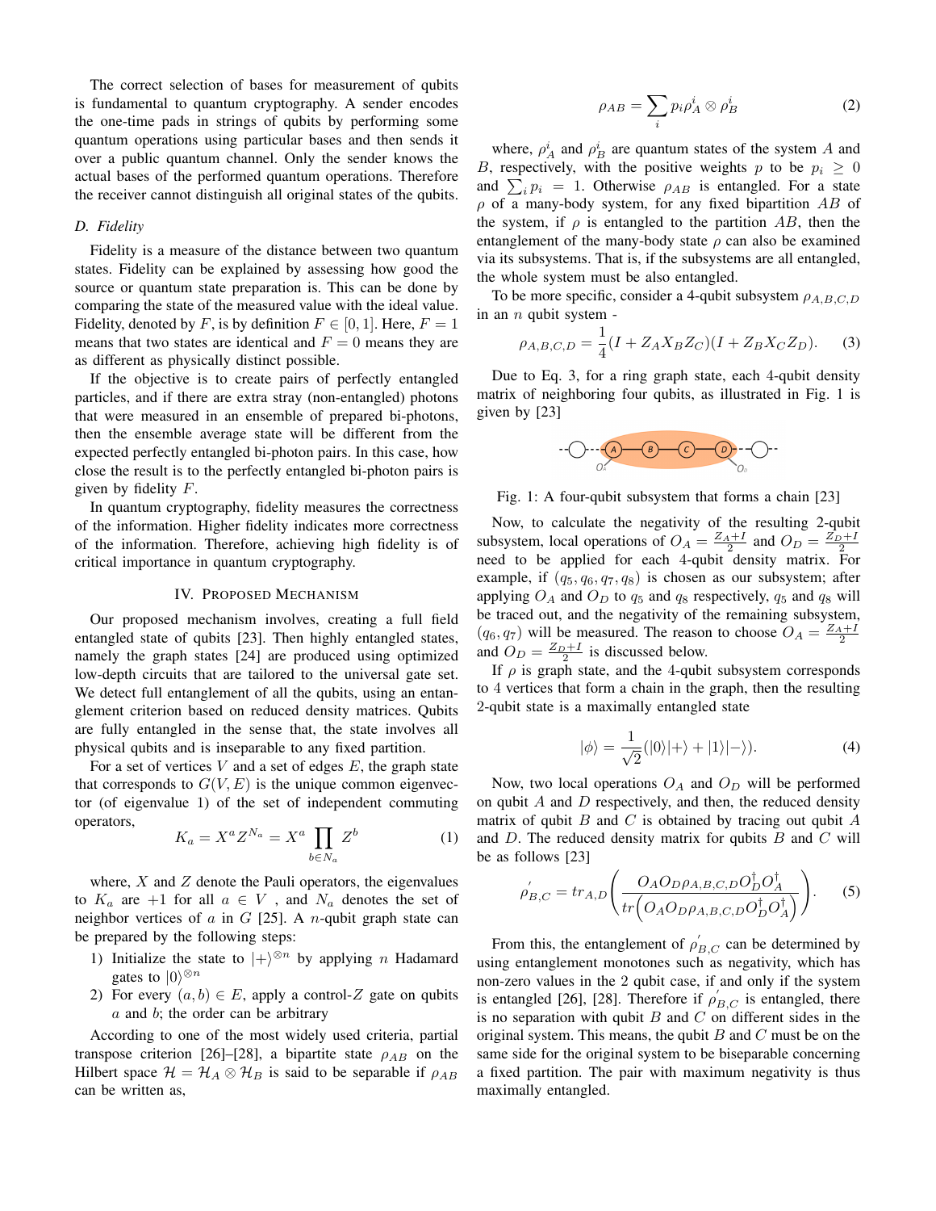The correct selection of bases for measurement of qubits is fundamental to quantum cryptography. A sender encodes the one-time pads in strings of qubits by performing some quantum operations using particular bases and then sends it over a public quantum channel. Only the sender knows the actual bases of the performed quantum operations. Therefore the receiver cannot distinguish all original states of the qubits.

### D. Fidelity

Fidelity is a measure of the distance between two quantum states. Fidelity can be explained by assessing how good the source or quantum state preparation is. This can be done by comparing the state of the measured value with the ideal value. Fidelity, denoted by $F$, is by definition $F \in [0, 1]$. Here, $F = 1$ means that two states are identical and $F = 0$ means they are as different as physically distinct possible.

If the objective is to create pairs of perfectly entangled particles, and if there are extra stray (non-entangled) photons that were measured in an ensemble of prepared bi-photons, then the ensemble average state will be different from the expected perfectly entangled bi-photon pairs. In this case, how close the result is to the perfectly entangled bi-photon pairs is given by fidelity $F$.

In quantum cryptography, fidelity measures the correctness of the information. Higher fidelity indicates more correctness of the information. Therefore, achieving high fidelity is of critical importance in quantum cryptography.

## IV. Proposed Mechanism

Our proposed mechanism involves, creating a full field entangled state of qubits [23]. Then highly entangled states, namely the graph states [24] are produced using optimized low-depth circuits that are tailored to the universal gate set. We detect full entanglement of all the qubits, using an entanglement criterion based on reduced density matrices. Qubits are fully entangled in the sense that, the state involves all physical qubits and is inseparable to any fixed partition.

For a set of vertices $V$ and a set of edges $E$, the graph state that corresponds to $G(V, E)$ is the unique common eigenvector (of eigenvalue 1) of the set of independent commuting operators,

$$K_a = X^a Z^{N_a} = X^a \prod_{b \in N_a} Z^b \tag{1}$$

where, $X$ and $Z$ denote the Pauli operators, the eigenvalues to $K_a$ are $+1$ for all $a \in V$ , and $N_a$ denotes the set of neighbor vertices of $a$ in $G$ [25]. A $n$-qubit graph state can be prepared by the following steps:

1) Initialize the state to $|+\rangle^{\otimes n}$ by applying $n$ Hadamard gates to $|0\rangle^{\otimes n}$
2) For every $(a, b) \in E$, apply a control-$Z$ gate on qubits $a$ and $b$; the order can be arbitrary

According to one of the most widely used criteria, partial transpose criterion [26]–[28], a bipartite state $\rho_{AB}$ on the Hilbert space $\mathcal{H} = \mathcal{H}_A \otimes \mathcal{H}_B$ is said to be separable if $\rho_{AB}$ can be written as,

$$\rho_{AB} = \sum_i p_i \rho_A^i \otimes \rho_B^i \tag{2}$$

where, $\rho_A^i$ and $\rho_B^i$ are quantum states of the system $A$ and $B$, respectively, with the positive weights $p$ to be $p_i \geq 0$ and $\sum_i p_i = 1$. Otherwise $\rho_{AB}$ is entangled. For a state $\rho$ of a many-body system, for any fixed bipartition $AB$ of the system, if $\rho$ is entangled to the partition $AB$, then the entanglement of the many-body state $\rho$ can also be examined via its subsystems. That is, if the subsystems are all entangled, the whole system must be also entangled.

To be more specific, consider a 4-qubit subsystem $\rho_{A,B,C,D}$ in an $n$ qubit system -

$$\rho_{A,B,C,D} = \frac{1}{4}(I + Z_A X_B Z_C)(I + Z_B X_C Z_D). \tag{3}$$

Due to Eq. 3, for a ring graph state, each 4-qubit density matrix of neighboring four qubits, as illustrated in Fig. 1 is given by [23]

Fig. 1: A four-qubit subsystem that forms a chain [23]

Now, to calculate the negativity of the resulting 2-qubit subsystem, local operations of $O_A = \frac{Z_A + I}{2}$ and $O_D = \frac{Z_D + I}{2}$ need to be applied for each 4-qubit density matrix. For example, if $(q_5, q_6, q_7, q_8)$ is chosen as our subsystem; after applying $O_A$ and $O_D$ to $q_5$ and $q_8$ respectively, $q_5$ and $q_8$ will be traced out, and the negativity of the remaining subsystem, $(q_6, q_7)$ will be measured. The reason to choose $O_A = \frac{Z_A + I}{2}$ and $O_D = \frac{Z_D + I}{2}$ is discussed below.

If $\rho$ is graph state, and the 4-qubit subsystem corresponds to 4 vertices that form a chain in the graph, then the resulting 2-qubit state is a maximally entangled state

$$|\phi\rangle = \frac{1}{\sqrt{2}}(|0\rangle|+\rangle + |1\rangle|-\rangle). \tag{4}$$

Now, two local operations $O_A$ and $O_D$ will be performed on qubit $A$ and $D$ respectively, and then, the reduced density matrix of qubit $B$ and $C$ is obtained by tracing out qubit $A$ and $D$. The reduced density matrix for qubits $B$ and $C$ will be as follows [23]

$$\rho'_{B,C} = tr_{A,D}\left(\frac{O_A O_D \rho_{A,B,C,D} O_D^\dagger O_A^\dagger}{tr\left(O_A O_D \rho_{A,B,C,D} O_D^\dagger O_A^\dagger\right)}\right). \tag{5}$$

From this, the entanglement of $\rho'_{B,C}$ can be determined by using entanglement monotones such as negativity, which has non-zero values in the 2 qubit case, if and only if the system is entangled [26], [28]. Therefore if $\rho'_{B,C}$ is entangled, there is no separation with qubit $B$ and $C$ on different sides in the original system. This means, the qubit $B$ and $C$ must be on the same side for the original system to be biseparable concerning a fixed partition. The pair with maximum negativity is thus maximally entangled.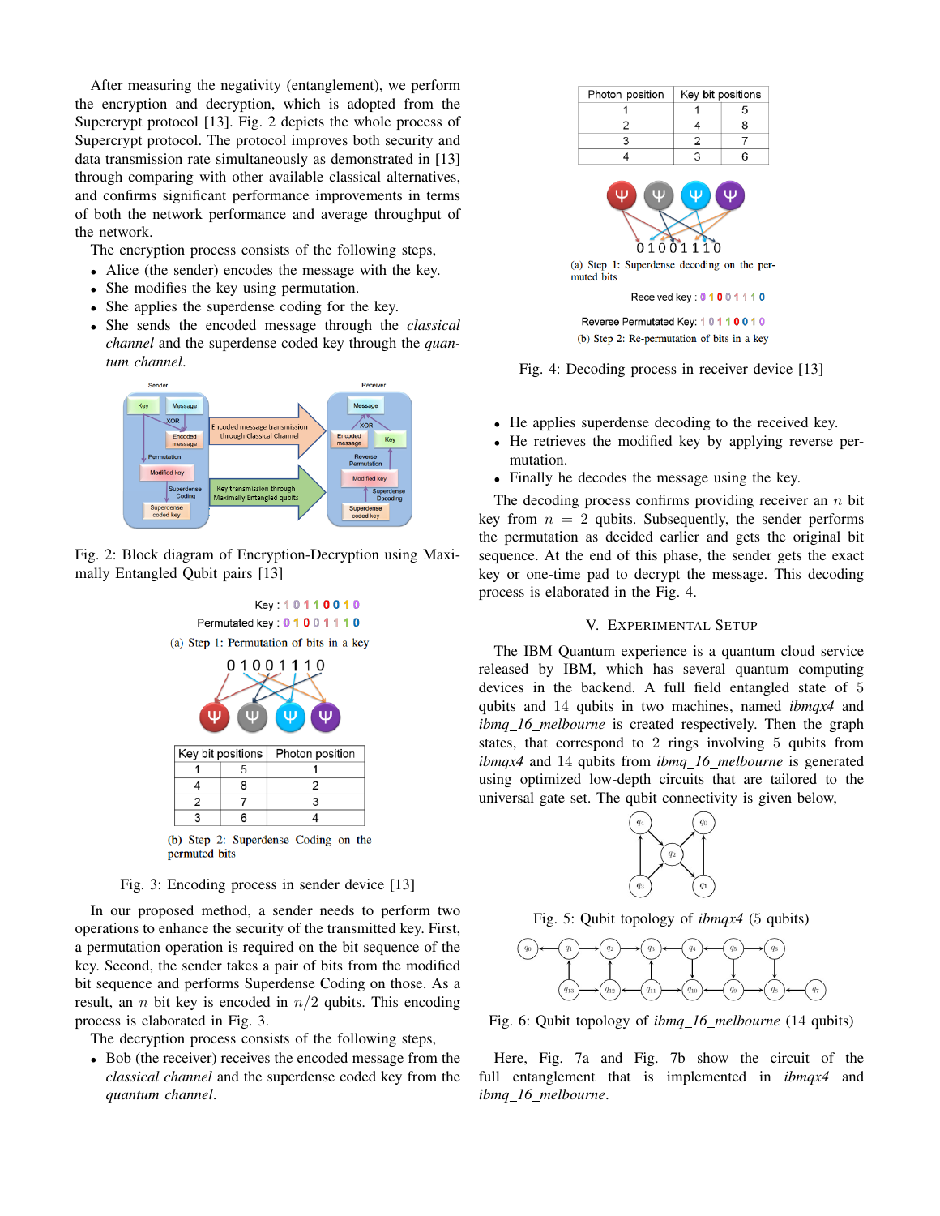After measuring the negativity (entanglement), we perform the encryption and decryption, which is adopted from the Supercrypt protocol [13]. Fig. 2 depicts the whole process of Supercrypt protocol. The protocol improves both security and data transmission rate simultaneously as demonstrated in [13] through comparing with other available classical alternatives, and confirms significant performance improvements in terms of both the network performance and average throughput of the network.

The encryption process consists of the following steps,

- Alice (the sender) encodes the message with the key.
- She modifies the key using permutation.
- She applies the superdense coding for the key.
- She sends the encoded message through the *classical channel* and the superdense coded key through the *quantum channel*.

Fig. 2: Block diagram of Encryption-Decryption using Maximally Entangled Qubit pairs [13]

Key : 1 0 1 1 0 0 1 0

Permutated key : 0 1 0 0 1 1 1 0

(a) Step 1: Permutation of bits in a key

| Key bit positions | | Photon position |
|---|---|---|
| 1 | 5 | 1 |
| 4 | 8 | 2 |
| 2 | 7 | 3 |
| 3 | 6 | 4 |

(b) Step 2: Superdense Coding on the permuted bits

Fig. 3: Encoding process in sender device [13]

In our proposed method, a sender needs to perform two operations to enhance the security of the transmitted key. First, a permutation operation is required on the bit sequence of the key. Second, the sender takes a pair of bits from the modified bit sequence and performs Superdense Coding on those. As a result, an $n$ bit key is encoded in $n/2$ qubits. This encoding process is elaborated in Fig. 3.

The decryption process consists of the following steps,

- Bob (the receiver) receives the encoded message from the *classical channel* and the superdense coded key from the *quantum channel*.

| Photon position | Key bit positions | |
|---|---|---|
| 1 | 1 | 5 |
| 2 | 4 | 8 |
| 3 | 2 | 7 |
| 4 | 3 | 6 |

(a) Step 1: Superdense decoding on the permuted bits

Received key : 0 1 0 0 1 1 1 0

Reverse Permutated Key: 1 0 1 1 0 0 1 0

(b) Step 2: Re-permutation of bits in a key

Fig. 4: Decoding process in receiver device [13]

- He applies superdense decoding to the received key.
- He retrieves the modified key by applying reverse permutation.
- Finally he decodes the message using the key.

The decoding process confirms providing receiver an $n$ bit key from $n = 2$ qubits. Subsequently, the sender performs the permutation as decided earlier and gets the original bit sequence. At the end of this phase, the sender gets the exact key or one-time pad to decrypt the message. This decoding process is elaborated in the Fig. 4.

## V. Experimental Setup

The IBM Quantum experience is a quantum cloud service released by IBM, which has several quantum computing devices in the backend. A full field entangled state of 5 qubits and 14 qubits in two machines, named *ibmqx4* and *ibmq_16_melbourne* is created respectively. Then the graph states, that correspond to 2 rings involving 5 qubits from *ibmqx4* and 14 qubits from *ibmq_16_melbourne* is generated using optimized low-depth circuits that are tailored to the universal gate set. The qubit connectivity is given below,

Fig. 5: Qubit topology of *ibmqx4* (5 qubits)

Fig. 6: Qubit topology of *ibmq_16_melbourne* (14 qubits)

Here, Fig. 7a and Fig. 7b show the circuit of the full entanglement that is implemented in *ibmqx4* and *ibmq_16_melbourne*.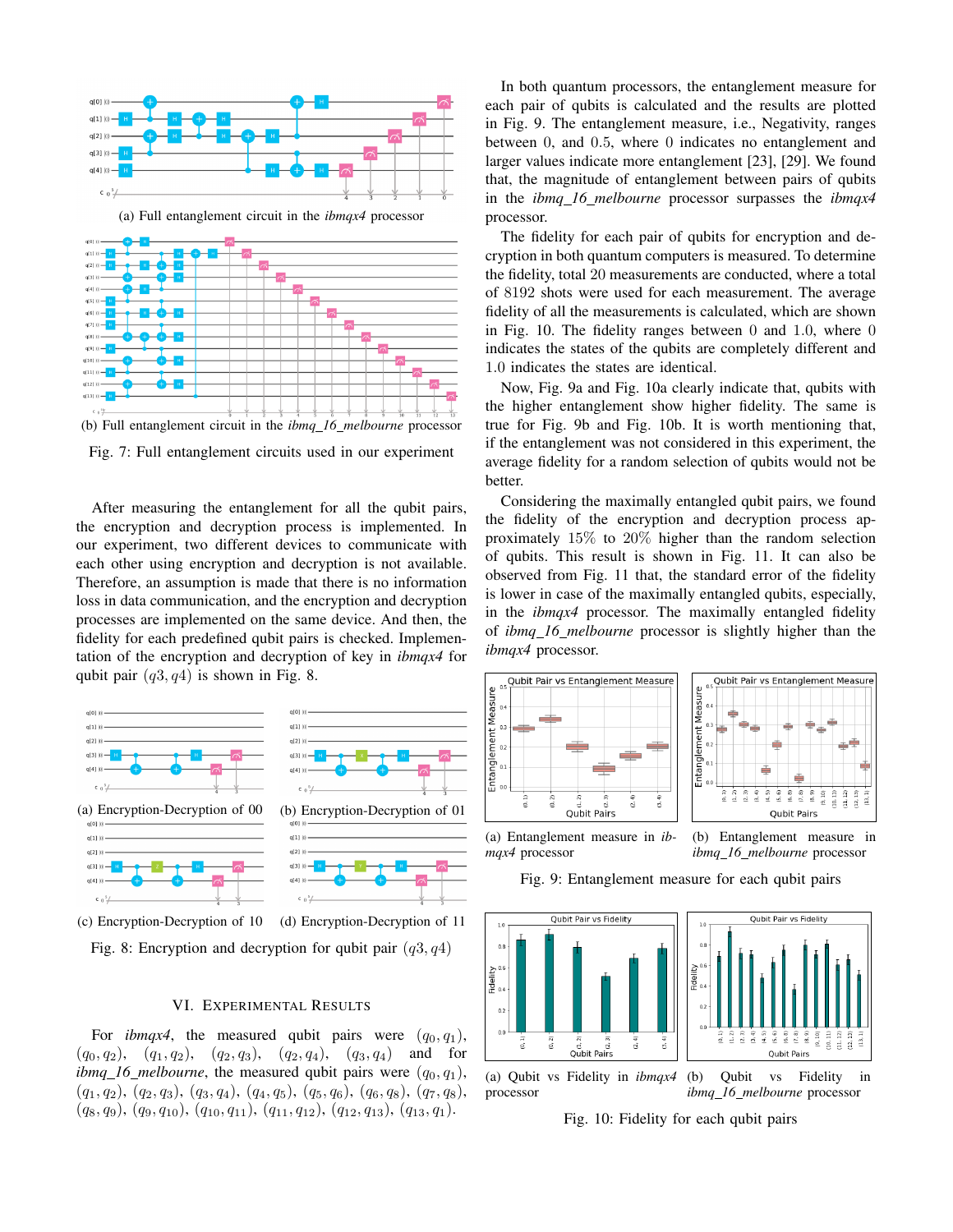(a) Full entanglement circuit in the *ibmqx4* processor

(b) Full entanglement circuit in the *ibmq_16_melbourne* processor

Fig. 7: Full entanglement circuits used in our experiment

After measuring the entanglement for all the qubit pairs, the encryption and decryption process is implemented. In our experiment, two different devices to communicate with each other using encryption and decryption is not available. Therefore, an assumption is made that there is no information loss in data communication, and the encryption and decryption processes are implemented on the same device. And then, the fidelity for each predefined qubit pairs is checked. Implementation of the encryption and decryption of key in *ibmqx4* for qubit pair $(q3, q4)$ is shown in Fig. 8.

(a) Encryption-Decryption of 00

(b) Encryption-Decryption of 01

(c) Encryption-Decryption of 10

(d) Encryption-Decryption of 11

Fig. 8: Encryption and decryption for qubit pair $(q3, q4)$

## VI. Experimental Results

For *ibmqx4*, the measured qubit pairs were $(q_0, q_1)$, $(q_0, q_2)$, $(q_1, q_2)$, $(q_2, q_3)$, $(q_2, q_4)$, $(q_3, q_4)$ and for *ibmq_16_melbourne*, the measured qubit pairs were $(q_0, q_1)$, $(q_1, q_2)$, $(q_2, q_3)$, $(q_3, q_4)$, $(q_4, q_5)$, $(q_5, q_6)$, $(q_6, q_8)$, $(q_7, q_8)$, $(q_8, q_9)$, $(q_9, q_{10})$, $(q_{10}, q_{11})$, $(q_{11}, q_{12})$, $(q_{12}, q_{13})$, $(q_{13}, q_1)$.

In both quantum processors, the entanglement measure for each pair of qubits is calculated and the results are plotted in Fig. 9. The entanglement measure, i.e., Negativity, ranges between 0, and 0.5, where 0 indicates no entanglement and larger values indicate more entanglement [23], [29]. We found that, the magnitude of entanglement between pairs of qubits in the *ibmq_16_melbourne* processor surpasses the *ibmqx4* processor.

The fidelity for each pair of qubits for encryption and decryption in both quantum computers is measured. To determine the fidelity, total 20 measurements are conducted, where a total of 8192 shots were used for each measurement. The average fidelity of all the measurements is calculated, which are shown in Fig. 10. The fidelity ranges between 0 and 1.0, where 0 indicates the states of the qubits are completely different and 1.0 indicates the states are identical.

Now, Fig. 9a and Fig. 10a clearly indicate that, qubits with the higher entanglement show higher fidelity. The same is true for Fig. 9b and Fig. 10b. It is worth mentioning that, if the entanglement was not considered in this experiment, the average fidelity for a random selection of qubits would not be better.

Considering the maximally entangled qubit pairs, we found the fidelity of the encryption and decryption process approximately 15% to 20% higher than the random selection of qubits. This result is shown in Fig. 11. It can also be observed from Fig. 11 that, the standard error of the fidelity is lower in case of the maximally entangled qubits, especially, in the *ibmqx4* processor. The maximally entangled fidelity of *ibmq_16_melbourne* processor is slightly higher than the *ibmqx4* processor.

(a) Entanglement measure in *ibmqx4* processor

(b) Entanglement measure in *ibmq_16_melbourne* processor

Fig. 9: Entanglement measure for each qubit pairs

(a) Qubit vs Fidelity in *ibmqx4* processor

(b) Qubit vs Fidelity in *ibmq_16_melbourne* processor

Fig. 10: Fidelity for each qubit pairs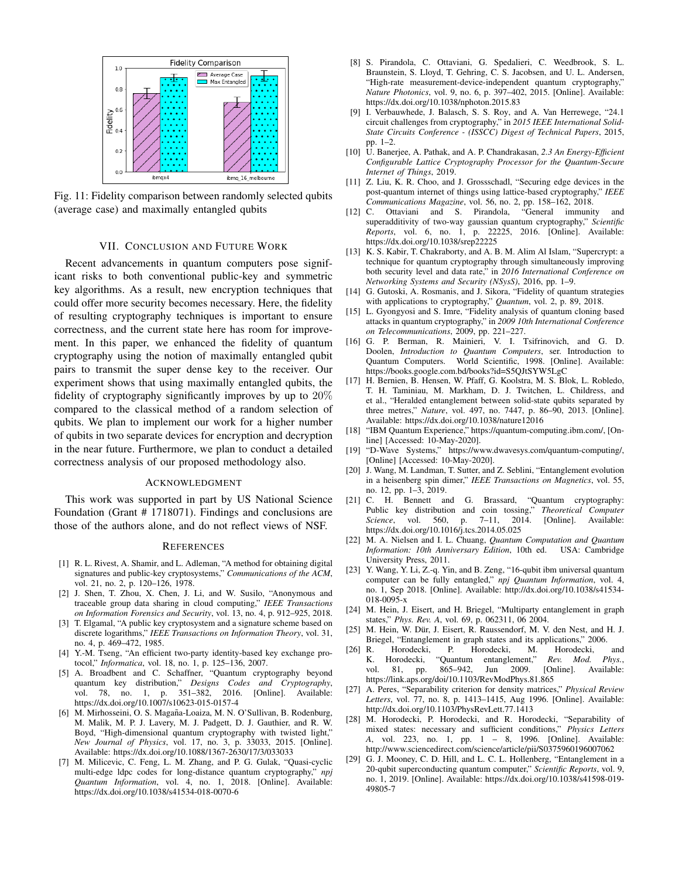Fidelity Comparison

1.0
0.8
0.6
0.4
0.2
0.0

Fidelity

Average Case
Max Entangled

ibmqx4
ibmq_16_melbourne

Fig. 11: Fidelity comparison between randomly selected qubits (average case) and maximally entangled qubits

## VII. Conclusion and Future Work

Recent advancements in quantum computers pose significant risks to both conventional public-key and symmetric key algorithms. As a result, new encryption techniques that could offer more security becomes necessary. Here, the fidelity of resulting cryptography techniques is important to ensure correctness, and the current state here has room for improvement. In this paper, we enhanced the fidelity of quantum cryptography using the notion of maximally entangled qubit pairs to transmit the super dense key to the receiver. Our experiment shows that using maximally entangled qubits, the fidelity of cryptography significantly improves by up to $20\%$ compared to the classical method of a random selection of qubits. We plan to implement our work for a higher number of qubits in two separate devices for encryption and decryption in the near future. Furthermore, we plan to conduct a detailed correctness analysis of our proposed methodology also.

## Acknowledgment

This work was supported in part by US National Science Foundation (Grant # 1718071). Findings and conclusions are those of the authors alone, and do not reflect views of NSF.

## References

[1] R. L. Rivest, A. Shamir, and L. Adleman, "A method for obtaining digital signatures and public-key cryptosystems," *Communications of the ACM*, vol. 21, no. 2, p. 120–126, 1978.

[2] J. Shen, T. Zhou, X. Chen, J. Li, and W. Susilo, "Anonymous and traceable group data sharing in cloud computing," *IEEE Transactions on Information Forensics and Security*, vol. 13, no. 4, p. 912–925, 2018.

[3] T. Elgamal, "A public key cryptosystem and a signature scheme based on discrete logarithms," *IEEE Transactions on Information Theory*, vol. 31, no. 4, p. 469–472, 1985.

[4] Y.-M. Tseng, "An efficient two-party identity-based key exchange protocol," *Informatica*, vol. 18, no. 1, p. 125–136, 2007.

[5] A. Broadbent and C. Schaffner, "Quantum cryptography beyond quantum key distribution," *Designs Codes and Cryptography*, vol. 78, no. 1, p. 351–382, 2016. [Online]. Available: https://dx.doi.org/10.1007/s10623-015-0157-4

[6] M. Mirhosseini, O. S. Magaña-Loaiza, M. N. O'Sullivan, B. Rodenburg, M. Malik, M. P. J. Lavery, M. J. Padgett, D. J. Gauthier, and R. W. Boyd, "High-dimensional quantum cryptography with twisted light," *New Journal of Physics*, vol. 17, no. 3, p. 33033, 2015. [Online]. Available: https://dx.doi.org/10.1088/1367-2630/17/3/033033

[7] M. Milicevic, C. Feng, L. M. Zhang, and P. G. Gulak, "Quasi-cyclic multi-edge ldpc codes for long-distance quantum cryptography," *npj Quantum Information*, vol. 4, no. 1, 2018. [Online]. Available: https://dx.doi.org/10.1038/s41534-018-0070-6

[8] S. Pirandola, C. Ottaviani, G. Spedalieri, C. Weedbrook, S. L. Braunstein, S. Lloyd, T. Gehring, C. S. Jacobsen, and U. L. Andersen, "High-rate measurement-device-independent quantum cryptography," *Nature Photonics*, vol. 9, no. 6, p. 397–402, 2015. [Online]. Available: https://dx.doi.org/10.1038/nphoton.2015.83

[9] I. Verbauwhede, J. Balasch, S. S. Roy, and A. Van Herrewege, "24.1 circuit challenges from cryptography," in *2015 IEEE International Solid-State Circuits Conference - (ISSCC) Digest of Technical Papers*, 2015, pp. 1–2.

[10] U. Banerjee, A. Pathak, and A. P. Chandrakasan, *2.3 An Energy-Efficient Configurable Lattice Cryptography Processor for the Quantum-Secure Internet of Things*, 2019.

[11] Z. Liu, K. R. Choo, and J. Grossschadl, "Securing edge devices in the post-quantum internet of things using lattice-based cryptography," *IEEE Communications Magazine*, vol. 56, no. 2, pp. 158–162, 2018.

[12] C. Ottaviani and S. Pirandola, "General immunity and superadditivity of two-way gaussian quantum cryptography," *Scientific Reports*, vol. 6, no. 1, p. 22225, 2016. [Online]. Available: https://dx.doi.org/10.1038/srep22225

[13] K. S. Kabir, T. Chakraborty, and A. B. M. Alim Al Islam, "Supercrypt: a technique for quantum cryptography through simultaneously improving both security level and data rate," in *2016 International Conference on Networking Systems and Security (NSysS)*, 2016, pp. 1–9.

[14] G. Gutoski, A. Rosmanis, and J. Sikora, "Fidelity of quantum strategies with applications to cryptography," *Quantum*, vol. 2, p. 89, 2018.

[15] L. Gyongyosi and S. Imre, "Fidelity analysis of quantum cloning based attacks in quantum cryptography," in *2009 10th International Conference on Telecommunications*, 2009, pp. 221–227.

[16] G. P. Berman, R. Mainieri, V. I. Tsifrinovich, and G. D. Doolen, *Introduction to Quantum Computers*, ser. Introduction to Quantum Computers. World Scientific, 1998. [Online]. Available: https://books.google.com.bd/books?id=S5QJtSYW5LgC

[17] H. Bernien, B. Hensen, W. Pfaff, G. Koolstra, M. S. Blok, L. Robledo, T. H. Taminiau, M. Markham, D. J. Twitchen, L. Childress, and et al., "Heralded entanglement between solid-state qubits separated by three metres," *Nature*, vol. 497, no. 7447, p. 86–90, 2013. [Online]. Available: https://dx.doi.org/10.1038/nature12016

[18] "IBM Quantum Experience," https://quantum-computing.ibm.com/, [Online] [Accessed: 10-May-2020].

[19] "D-Wave Systems," https://www.dwavesys.com/quantum-computing/, [Online] [Accessed: 10-May-2020].

[20] J. Wang, M. Landman, T. Sutter, and Z. Seblini, "Entanglement evolution in a heisenberg spin dimer," *IEEE Transactions on Magnetics*, vol. 55, no. 12, pp. 1–3, 2019.

[21] C. H. Bennett and G. Brassard, "Quantum cryptography: Public key distribution and coin tossing," *Theoretical Computer Science*, vol. 560, p. 7–11, 2014. [Online]. Available: https://dx.doi.org/10.1016/j.tcs.2014.05.025

[22] M. A. Nielsen and I. L. Chuang, *Quantum Computation and Quantum Information: 10th Anniversary Edition*, 10th ed. USA: Cambridge University Press, 2011.

[23] Y. Wang, Y. Li, Z.-q. Yin, and B. Zeng, "16-qubit ibm universal quantum computer can be fully entangled," *npj Quantum Information*, vol. 4, no. 1, Sep 2018. [Online]. Available: http://dx.doi.org/10.1038/s41534-018-0095-x

[24] M. Hein, J. Eisert, and H. Briegel, "Multiparty entanglement in graph states," *Phys. Rev. A*, vol. 69, p. 062311, 06 2004.

[25] M. Hein, W. Dür, J. Eisert, R. Raussendorf, M. V. den Nest, and H. J. Briegel, "Entanglement in graph states and its applications," 2006.

[26] R. Horodecki, P. Horodecki, M. Horodecki, and K. Horodecki, "Quantum entanglement," *Rev. Mod. Phys.*, vol. 81, pp. 865–942, Jun 2009. [Online]. Available: https://link.aps.org/doi/10.1103/RevModPhys.81.865

[27] A. Peres, "Separability criterion for density matrices," *Physical Review Letters*, vol. 77, no. 8, p. 1413–1415, Aug 1996. [Online]. Available: http://dx.doi.org/10.1103/PhysRevLett.77.1413

[28] M. Horodecki, P. Horodecki, and R. Horodecki, "Separability of mixed states: necessary and sufficient conditions," *Physics Letters A*, vol. 223, no. 1, pp. 1 – 8, 1996. [Online]. Available: http://www.sciencedirect.com/science/article/pii/S0375960196007062

[29] G. J. Mooney, C. D. Hill, and L. C. L. Hollenberg, "Entanglement in a 20-qubit superconducting quantum computer," *Scientific Reports*, vol. 9, no. 1, 2019. [Online]. Available: https://dx.doi.org/10.1038/s41598-019-49805-7